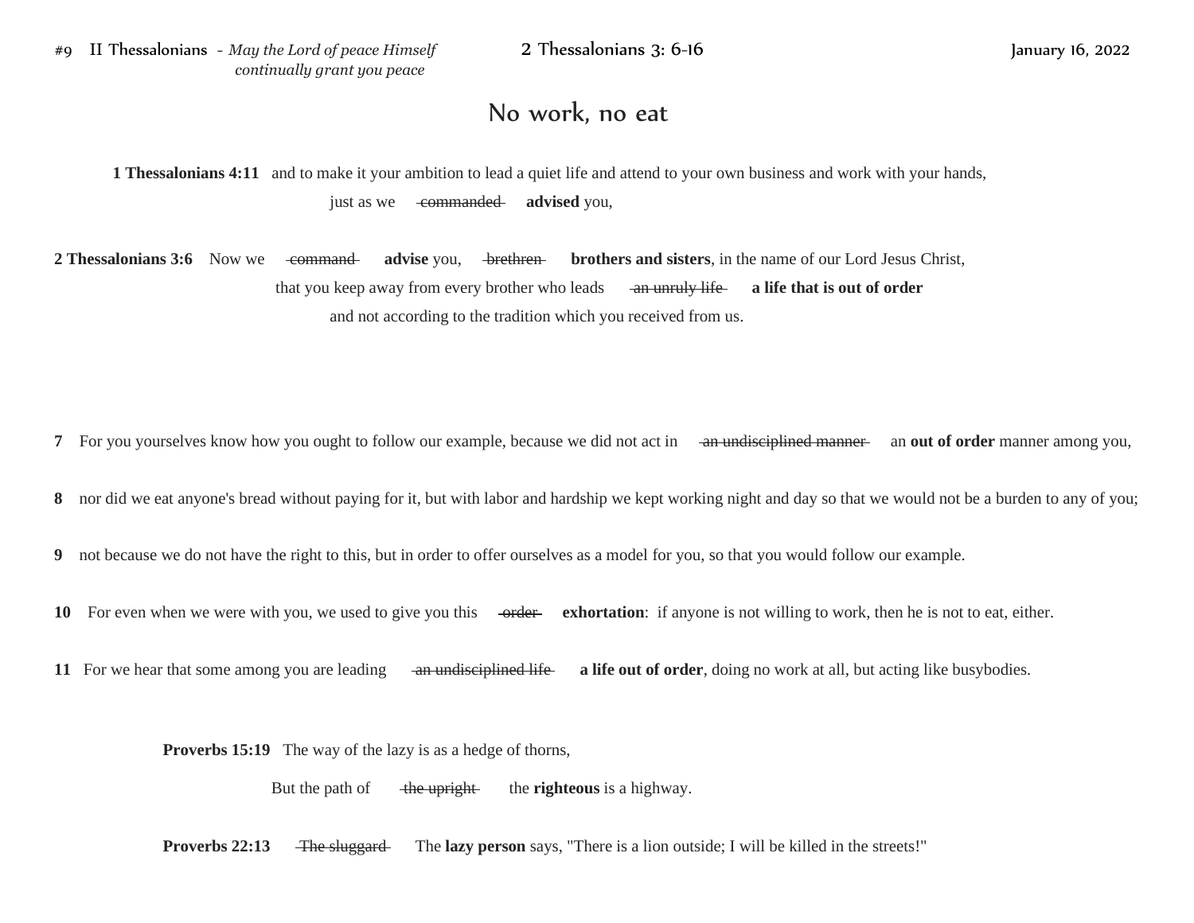#9 II Thessalonians - *May the Lord of peace Himself continually grant you peace*    2 Thessalonians 3: 6-16    January 16, 2022

# No work, no eat

**1 Thessalonians 4:11** and to make it your ambition to lead a quiet life and attend to your own business and work with your hands, just as we ~~commanded~~ **advised** you,

**2 Thessalonians 3:6** Now we ~~command~~ **advise** you, ~~brethren~~ **brothers and sisters**, in the name of our Lord Jesus Christ, that you keep away from every brother who leads ~~an unruly life~~ **a life that is out of order** and not according to the tradition which you received from us.

**7** For you yourselves know how you ought to follow our example, because we did not act in ~~an undisciplined manner~~ an **out of order** manner among you,

**8** nor did we eat anyone's bread without paying for it, but with labor and hardship we kept working night and day so that we would not be a burden to any of you;

**9** not because we do not have the right to this, but in order to offer ourselves as a model for you, so that you would follow our example.

**10** For even when we were with you, we used to give you this ~~order~~ **exhortation**: if anyone is not willing to work, then he is not to eat, either.

**11** For we hear that some among you are leading ~~an undisciplined life~~ **a life out of order**, doing no work at all, but acting like busybodies.

**Proverbs 15:19** The way of the lazy is as a hedge of thorns,
But the path of ~~the upright~~ the **righteous** is a highway.

**Proverbs 22:13** ~~The sluggard~~ The **lazy person** says, "There is a lion outside; I will be killed in the streets!"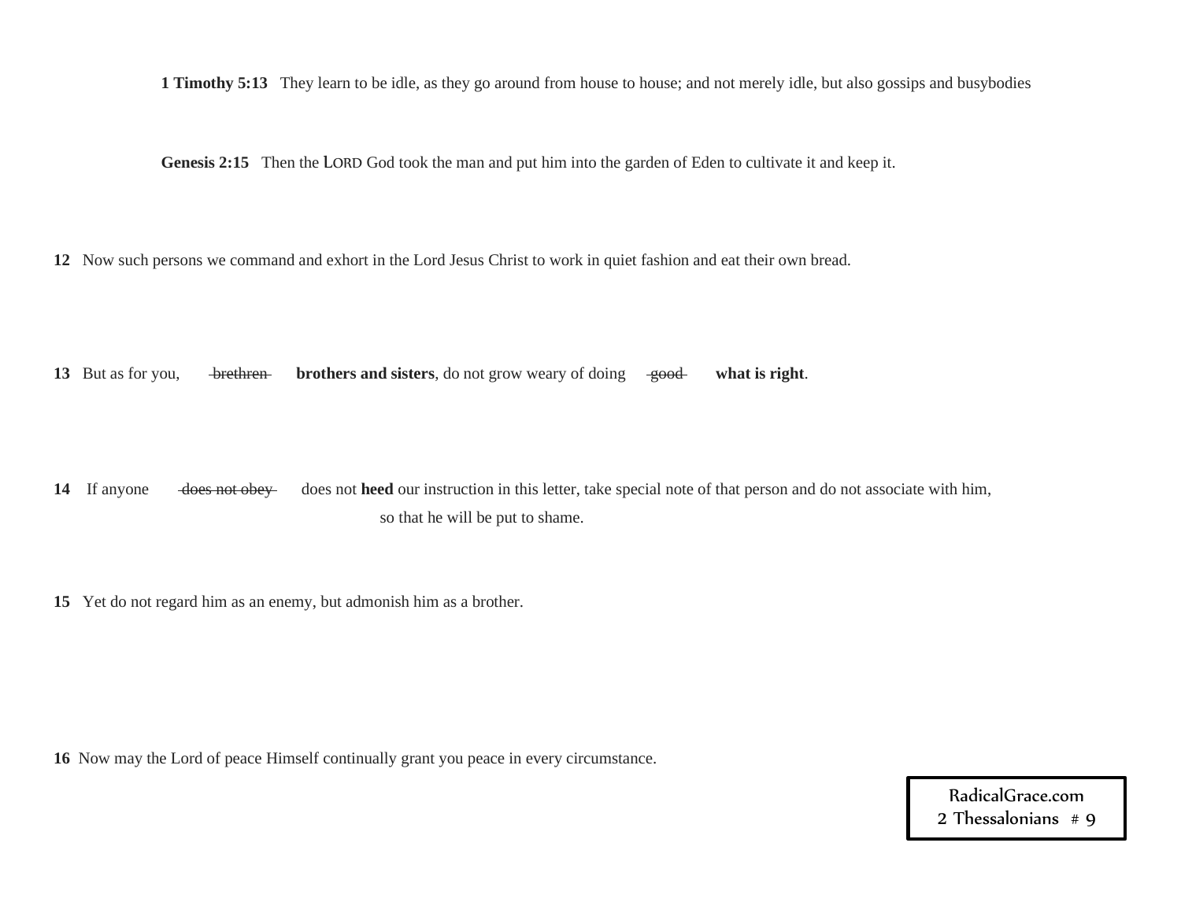**1 Timothy 5:13** They learn to be idle, as they go around from house to house; and not merely idle, but also gossips and busybodies

**Genesis 2:15** Then the LORD God took the man and put him into the garden of Eden to cultivate it and keep it.

**12** Now such persons we command and exhort in the Lord Jesus Christ to work in quiet fashion and eat their own bread.

**13** But as for you, ~~brethren~~ **brothers and sisters**, do not grow weary of doing ~~good~~ **what is right**.

**14** If anyone ~~does not obey~~ does not **heed** our instruction in this letter, take special note of that person and do not associate with him, so that he will be put to shame.

**15** Yet do not regard him as an enemy, but admonish him as a brother.

**16** Now may the Lord of peace Himself continually grant you peace in every circumstance.

RadicalGrace.com
2 Thessalonians # 9